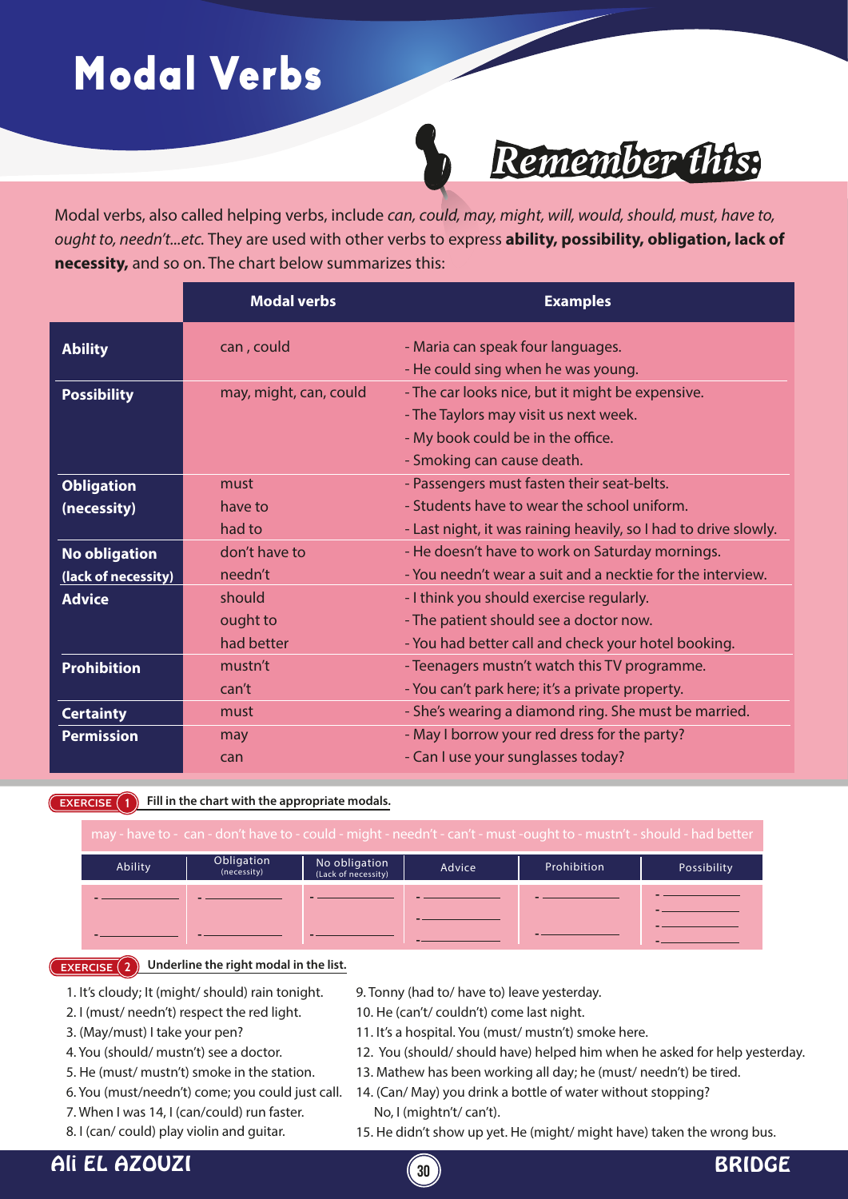# Modal Verbs

## Remember this:

Modal verbs, also called helping verbs, include *can, could, may, might, will, would, should, must, have to, ought to, needn't...etc.* They are used with other verbs to express **ability, possibility, obligation, lack of necessity,** and so on. The chart below summarizes this:

| | Modal verbs | Examples |
|---|---|---|
| **Ability** | can , could | - Maria can speak four languages.<br>- He could sing when he was young. |
| **Possibility** | may, might, can, could | - The car looks nice, but it might be expensive.<br>- The Taylors may visit us next week.<br>- My book could be in the office.<br>- Smoking can cause death. |
| **Obligation (necessity)** | must<br>have to<br>had to | - Passengers must fasten their seat-belts.<br>- Students have to wear the school uniform.<br>- Last night, it was raining heavily, so I had to drive slowly. |
| **No obligation (lack of necessity)** | don't have to<br>needn't | - He doesn't have to work on Saturday mornings.<br>- You needn't wear a suit and a necktie for the interview. |
| **Advice** | should<br>ought to<br>had better | - I think you should exercise regularly.<br>- The patient should see a doctor now.<br>- You had better call and check your hotel booking. |
| **Prohibition** | mustn't<br>can't | - Teenagers mustn't watch this TV programme.<br>- You can't park here; it's a private property. |
| **Certainty** | must | - She's wearing a diamond ring. She must be married. |
| **Permission** | may<br>can | - May I borrow your red dress for the party?<br>- Can I use your sunglasses today? |

**EXERCISE 1** **Fill in the chart with the appropriate modals.**

may - have to - can - don't have to - could - might - needn't - can't - must -ought to - mustn't - should - had better

| Ability | Obligation (necessity) | No obligation (Lack of necessity) | Advice | Prohibition | Possibility |
|---|---|---|---|---|---|
| - ________<br>- ________ | - ________<br>- ________ | - ________<br>- ________ | - ________<br>- ________<br>- ________ | - ________<br>- ________ | - ________<br>- ________<br>- ________<br>- ________ |

**EXERCISE 2** **Underline the right modal in the list.**

1. It's cloudy; It (might/ should) rain tonight.
2. I (must/ needn't) respect the red light.
3. (May/must) I take your pen?
4. You (should/ mustn't) see a doctor.
5. He (must/ mustn't) smoke in the station.
6. You (must/needn't) come; you could just call.
7. When I was 14, I (can/could) run faster.
8. I (can/ could) play violin and guitar.
9. Tonny (had to/ have to) leave yesterday.
10. He (can't/ couldn't) come last night.
11. It's a hospital. You (must/ mustn't) smoke here.
12. You (should/ should have) helped him when he asked for help yesterday.
13. Mathew has been working all day; he (must/ needn't) be tired.
14. (Can/ May) you drink a bottle of water without stopping?
    No, I (mightn't/ can't).
15. He didn't show up yet. He (might/ might have) taken the wrong bus.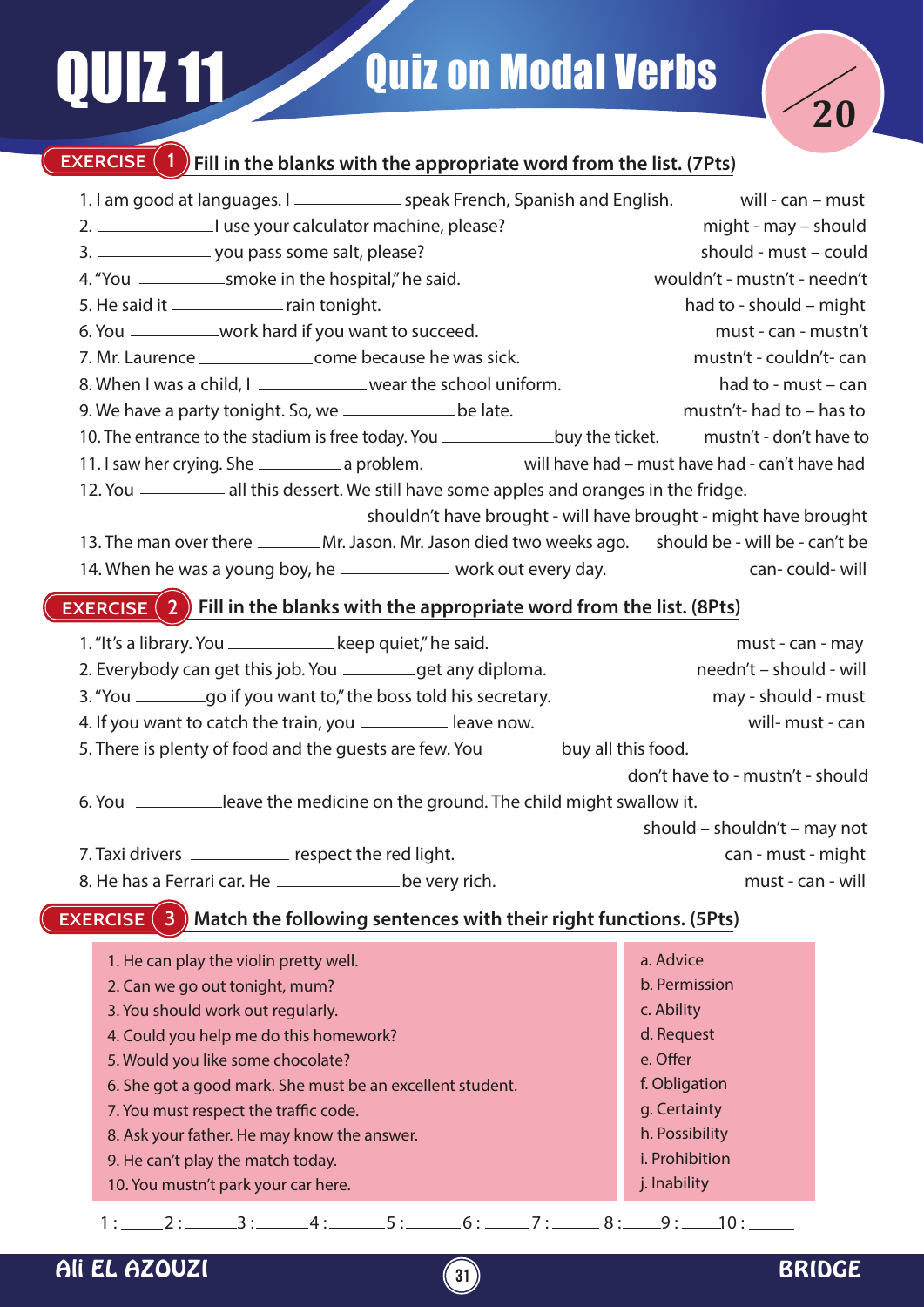# QUIZ 11 Quiz on Modal Verbs

/20

## EXERCISE 1 Fill in the blanks with the appropriate word from the list. (7Pts)

1. I am good at languages. I ____________ speak French, Spanish and English. — will – can – must
2. ____________ I use your calculator machine, please? — might - may – should
3. ____________ you pass some salt, please? — should - must – could
4. "You __________ smoke in the hospital," he said. — wouldn't - mustn't - needn't
5. He said it ____________ rain tonight. — had to - should – might
6. You __________ work hard if you want to succeed. — must - can - mustn't
7. Mr. Laurence ____________ come because he was sick. — mustn't - couldn't- can
8. When I was a child, I ____________ wear the school uniform. — had to - must – can
9. We have a party tonight. So, we ____________ be late. — mustn't- had to – has to
10. The entrance to the stadium is free today. You ____________ buy the ticket. — mustn't - don't have to
11. I saw her crying. She _________ a problem. — will have had – must have had - can't have had
12. You __________ all this dessert. We still have some apples and oranges in the fridge. — shouldn't have brought - will have brought - might have brought
13. The man over there _______ Mr. Jason. Mr. Jason died two weeks ago. — should be - will be - can't be
14. When he was a young boy, he ____________ work out every day. — can- could- will

## EXERCISE 2 Fill in the blanks with the appropriate word from the list. (8Pts)

1. "It's a library. You ____________ keep quiet," he said. — must - can - may
2. Everybody can get this job. You ________ get any diploma. — needn't – should - will
3. "You ________ go if you want to," the boss told his secretary. — may - should - must
4. If you want to catch the train, you __________ leave now. — will- must - can
5. There is plenty of food and the guests are few. You ________ buy all this food. — don't have to - mustn't - should
6. You __________ leave the medicine on the ground. The child might swallow it. — should – shouldn't – may not
7. Taxi drivers ___________ respect the red light. — can - must - might
8. He has a Ferrari car. He _____________ be very rich. — must - can - will

## EXERCISE 3 Match the following sentences with their right functions. (5Pts)

| Sentences | Functions |
|---|---|
| 1. He can play the violin pretty well. | a. Advice |
| 2. Can we go out tonight, mum? | b. Permission |
| 3. You should work out regularly. | c. Ability |
| 4. Could you help me do this homework? | d. Request |
| 5. Would you like some chocolate? | e. Offer |
| 6. She got a good mark. She must be an excellent student. | f. Obligation |
| 7. You must respect the traffic code. | g. Certainty |
| 8. Ask your father. He may know the answer. | h. Possibility |
| 9. He can't play the match today. | i. Prohibition |
| 10. You mustn't park your car here. | j. Inability |

1 : _____ 2 : _____ 3 : _____ 4 : _____ 5 : _____ 6 : _____ 7 : _____ 8 : _____ 9 : _____ 10 : _____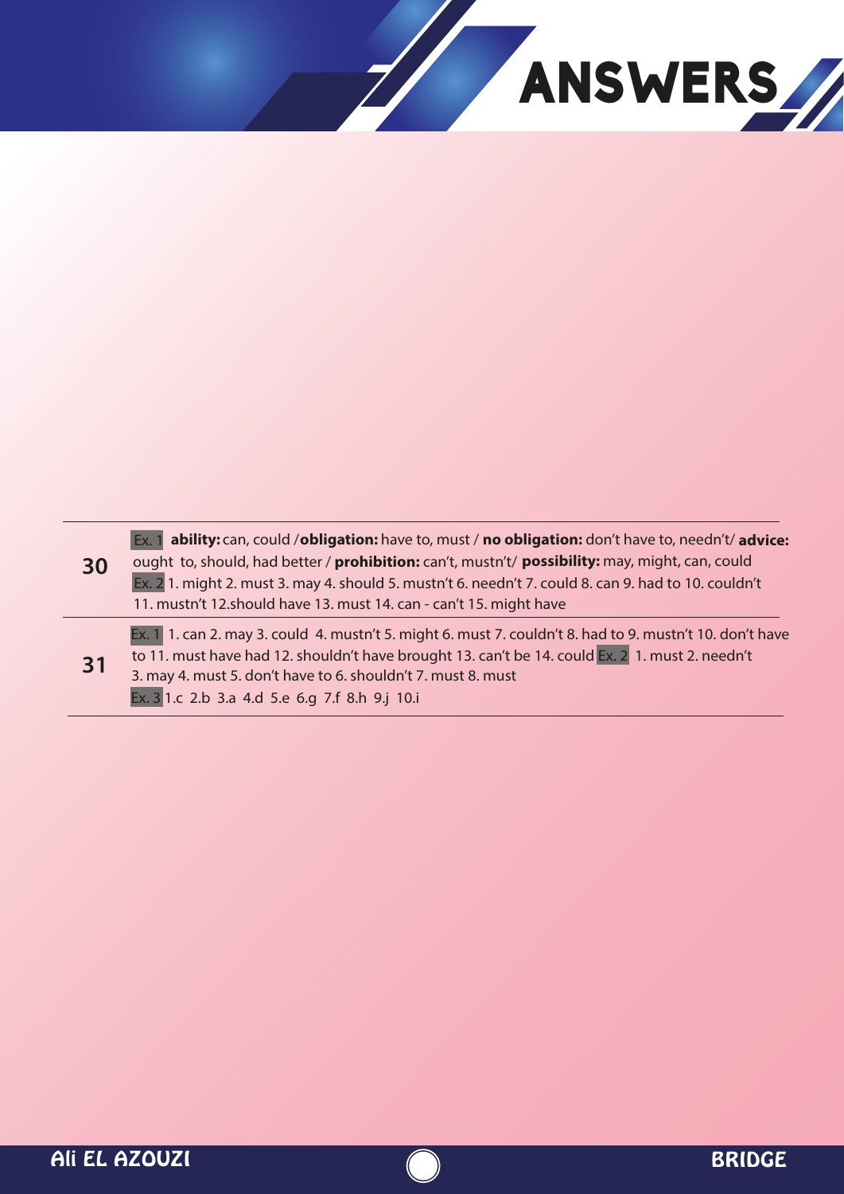# ANSWERS

| | |
|---|---|
| **30** | Ex. 1 **ability:** can, could / **obligation:** have to, must / **no obligation:** don't have to, needn't/ **advice:** ought to, should, had better / **prohibition:** can't, mustn't/ **possibility:** may, might, can, could<br>Ex. 2 1. might 2. must 3. may 4. should 5. mustn't 6. needn't 7. could 8. can 9. had to 10. couldn't 11. mustn't 12.should have 13. must 14. can - can't 15. might have |
| **31** | Ex. 1 1. can 2. may 3. could 4. mustn't 5. might 6. must 7. couldn't 8. had to 9. mustn't 10. don't have to 11. must have had 12. shouldn't have brought 13. can't be 14. could Ex. 2 1. must 2. needn't 3. may 4. must 5. don't have to 6. shouldn't 7. must 8. must<br>Ex. 3 1.c 2.b 3.a 4.d 5.e 6.g 7.f 8.h 9.j 10.i |